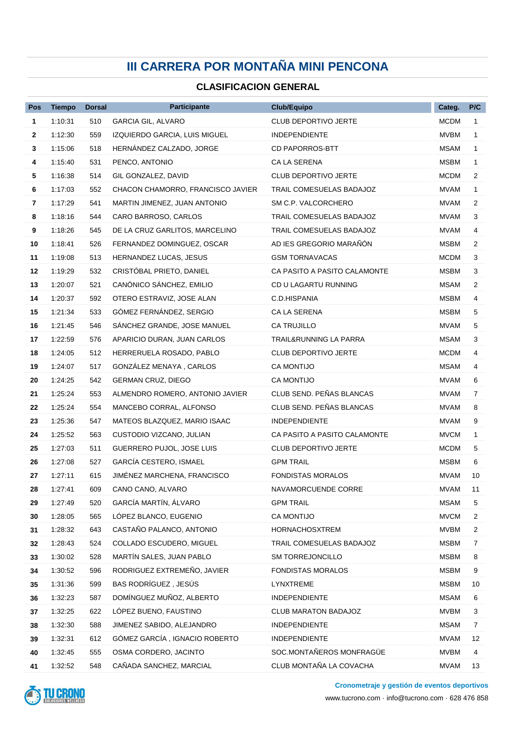# III CARRERA POR MONTAÑA MINI PENCONA

## CLASIFICACION GENERAL

| Pos | Tiempo | Dorsal | Participante | Club/Equipo | Categ. | P/C |
|---|---|---|---|---|---|---|
| 1 | 1:10:31 | 510 | GARCIA GIL, ALVARO | CLUB DEPORTIVO JERTE | MCDM | 1 |
| 2 | 1:12:30 | 559 | IZQUIERDO GARCIA, LUIS MIGUEL | INDEPENDIENTE | MVBM | 1 |
| 3 | 1:15:06 | 518 | HERNÁNDEZ CALZADO, JORGE | CD PAPORROS-BTT | MSAM | 1 |
| 4 | 1:15:40 | 531 | PENCO, ANTONIO | CA LA SERENA | MSBM | 1 |
| 5 | 1:16:38 | 514 | GIL GONZALEZ, DAVID | CLUB DEPORTIVO JERTE | MCDM | 2 |
| 6 | 1:17:03 | 552 | CHACON CHAMORRO, FRANCISCO JAVIER | TRAIL COMESUELAS BADAJOZ | MVAM | 1 |
| 7 | 1:17:29 | 541 | MARTIN JIMENEZ, JUAN ANTONIO | SM C.P. VALCORCHERO | MVAM | 2 |
| 8 | 1:18:16 | 544 | CARO BARROSO, CARLOS | TRAIL COMESUELAS BADAJOZ | MVAM | 3 |
| 9 | 1:18:26 | 545 | DE LA CRUZ GARLITOS, MARCELINO | TRAIL COMESUELAS BADAJOZ | MVAM | 4 |
| 10 | 1:18:41 | 526 | FERNANDEZ DOMINGUEZ, OSCAR | AD IES GREGORIO MARAÑÓN | MSBM | 2 |
| 11 | 1:19:08 | 513 | HERNANDEZ LUCAS, JESUS | GSM TORNAVACAS | MCDM | 3 |
| 12 | 1:19:29 | 532 | CRISTÓBAL PRIETO, DANIEL | CA PASITO A PASITO CALAMONTE | MSBM | 3 |
| 13 | 1:20:07 | 521 | CANÓNICO SÁNCHEZ, EMILIO | CD U LAGARTU RUNNING | MSAM | 2 |
| 14 | 1:20:37 | 592 | OTERO ESTRAVIZ, JOSE ALAN | C.D.HISPANIA | MSBM | 4 |
| 15 | 1:21:34 | 533 | GÓMEZ FERNÁNDEZ, SERGIO | CA LA SERENA | MSBM | 5 |
| 16 | 1:21:45 | 546 | SÁNCHEZ GRANDE, JOSE MANUEL | CA TRUJILLO | MVAM | 5 |
| 17 | 1:22:59 | 576 | APARICIO DURAN, JUAN CARLOS | TRAIL&RUNNING LA PARRA | MSAM | 3 |
| 18 | 1:24:05 | 512 | HERRERUELA ROSADO, PABLO | CLUB DEPORTIVO JERTE | MCDM | 4 |
| 19 | 1:24:07 | 517 | GONZÁLEZ MENAYA , CARLOS | CA MONTIJO | MSAM | 4 |
| 20 | 1:24:25 | 542 | GERMAN CRUZ, DIEGO | CA MONTIJO | MVAM | 6 |
| 21 | 1:25:24 | 553 | ALMENDRO ROMERO, ANTONIO JAVIER | CLUB SEND. PEÑAS BLANCAS | MVAM | 7 |
| 22 | 1:25:24 | 554 | MANCEBO CORRAL, ALFONSO | CLUB SEND. PEÑAS BLANCAS | MVAM | 8 |
| 23 | 1:25:36 | 547 | MATEOS BLAZQUEZ, MARIO ISAAC | INDEPENDIENTE | MVAM | 9 |
| 24 | 1:25:52 | 563 | CUSTODIO VIZCANO, JULIAN | CA PASITO A PASITO CALAMONTE | MVCM | 1 |
| 25 | 1:27:03 | 511 | GUERRERO PUJOL, JOSE LUIS | CLUB DEPORTIVO JERTE | MCDM | 5 |
| 26 | 1:27:08 | 527 | GARCÍA CESTERO, ISMAEL | GPM TRAIL | MSBM | 6 |
| 27 | 1:27:11 | 615 | JIMÉNEZ MARCHENA, FRANCISCO | FONDISTAS MORALOS | MVAM | 10 |
| 28 | 1:27:41 | 609 | CANO CANO, ALVARO | NAVAMORCUENDE CORRE | MVAM | 11 |
| 29 | 1:27:49 | 520 | GARCÍA MARTÍN, ÁLVARO | GPM TRAIL | MSAM | 5 |
| 30 | 1:28:05 | 565 | LÓPEZ BLANCO, EUGENIO | CA MONTIJO | MVCM | 2 |
| 31 | 1:28:32 | 643 | CASTAÑO PALANCO, ANTONIO | HORNACHOSXTREM | MVBM | 2 |
| 32 | 1:28:43 | 524 | COLLADO ESCUDERO, MIGUEL | TRAIL COMESUELAS BADAJOZ | MSBM | 7 |
| 33 | 1:30:02 | 528 | MARTÍN SALES, JUAN PABLO | SM TORREJONCILLO | MSBM | 8 |
| 34 | 1:30:52 | 596 | RODRIGUEZ EXTREMEÑO, JAVIER | FONDISTAS MORALOS | MSBM | 9 |
| 35 | 1:31:36 | 599 | BAS RODRÍGUEZ , JESÚS | LYNXTREME | MSBM | 10 |
| 36 | 1:32:23 | 587 | DOMÍNGUEZ MUÑOZ, ALBERTO | INDEPENDIENTE | MSAM | 6 |
| 37 | 1:32:25 | 622 | LÓPEZ BUENO, FAUSTINO | CLUB MARATON BADAJOZ | MVBM | 3 |
| 38 | 1:32:30 | 588 | JIMENEZ SABIDO, ALEJANDRO | INDEPENDIENTE | MSAM | 7 |
| 39 | 1:32:31 | 612 | GÓMEZ GARCÍA , IGNACIO ROBERTO | INDEPENDIENTE | MVAM | 12 |
| 40 | 1:32:45 | 555 | OSMA CORDERO, JACINTO | SOC.MONTAÑEROS MONFRAGÜE | MVBM | 4 |
| 41 | 1:32:52 | 548 | CAÑADA SANCHEZ, MARCIAL | CLUB MONTAÑA LA COVACHA | MVAM | 13 |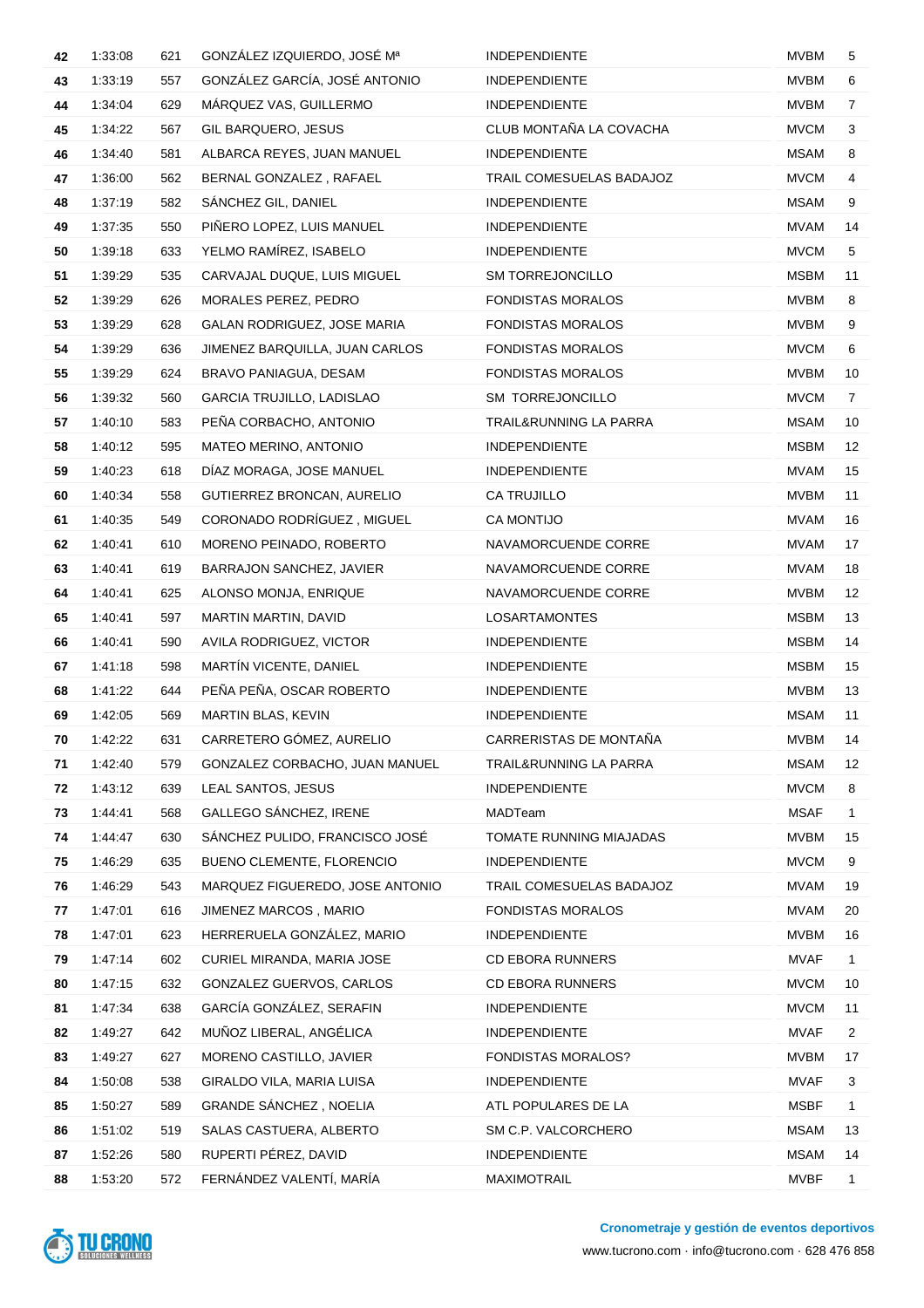| | | | | | | |
|---|---|---|---|---|---|---|
| 42 | 1:33:08 | 621 | GONZÁLEZ IZQUIERDO, JOSÉ Mª | INDEPENDIENTE | MVBM | 5 |
| 43 | 1:33:19 | 557 | GONZÁLEZ GARCÍA, JOSÉ ANTONIO | INDEPENDIENTE | MVBM | 6 |
| 44 | 1:34:04 | 629 | MÁRQUEZ VAS, GUILLERMO | INDEPENDIENTE | MVBM | 7 |
| 45 | 1:34:22 | 567 | GIL BARQUERO, JESUS | CLUB MONTAÑA LA COVACHA | MVCM | 3 |
| 46 | 1:34:40 | 581 | ALBARCA REYES, JUAN MANUEL | INDEPENDIENTE | MSAM | 8 |
| 47 | 1:36:00 | 562 | BERNAL GONZALEZ , RAFAEL | TRAIL COMESUELAS BADAJOZ | MVCM | 4 |
| 48 | 1:37:19 | 582 | SÁNCHEZ GIL, DANIEL | INDEPENDIENTE | MSAM | 9 |
| 49 | 1:37:35 | 550 | PIÑERO LOPEZ, LUIS MANUEL | INDEPENDIENTE | MVAM | 14 |
| 50 | 1:39:18 | 633 | YELMO RAMÍREZ, ISABELO | INDEPENDIENTE | MVCM | 5 |
| 51 | 1:39:29 | 535 | CARVAJAL DUQUE, LUIS MIGUEL | SM TORREJONCILLO | MSBM | 11 |
| 52 | 1:39:29 | 626 | MORALES PEREZ, PEDRO | FONDISTAS MORALOS | MVBM | 8 |
| 53 | 1:39:29 | 628 | GALAN RODRIGUEZ, JOSE MARIA | FONDISTAS MORALOS | MVBM | 9 |
| 54 | 1:39:29 | 636 | JIMENEZ BARQUILLA, JUAN CARLOS | FONDISTAS MORALOS | MVCM | 6 |
| 55 | 1:39:29 | 624 | BRAVO PANIAGUA, DESAM | FONDISTAS MORALOS | MVBM | 10 |
| 56 | 1:39:32 | 560 | GARCIA TRUJILLO, LADISLAO | SM TORREJONCILLO | MVCM | 7 |
| 57 | 1:40:10 | 583 | PEÑA CORBACHO, ANTONIO | TRAIL&RUNNING LA PARRA | MSAM | 10 |
| 58 | 1:40:12 | 595 | MATEO MERINO, ANTONIO | INDEPENDIENTE | MSBM | 12 |
| 59 | 1:40:23 | 618 | DÍAZ MORAGA, JOSE MANUEL | INDEPENDIENTE | MVAM | 15 |
| 60 | 1:40:34 | 558 | GUTIERREZ BRONCAN, AURELIO | CA TRUJILLO | MVBM | 11 |
| 61 | 1:40:35 | 549 | CORONADO RODRÍGUEZ , MIGUEL | CA MONTIJO | MVAM | 16 |
| 62 | 1:40:41 | 610 | MORENO PEINADO, ROBERTO | NAVAMORCUENDE CORRE | MVAM | 17 |
| 63 | 1:40:41 | 619 | BARRAJON SANCHEZ, JAVIER | NAVAMORCUENDE CORRE | MVAM | 18 |
| 64 | 1:40:41 | 625 | ALONSO MONJA, ENRIQUE | NAVAMORCUENDE CORRE | MVBM | 12 |
| 65 | 1:40:41 | 597 | MARTIN MARTIN, DAVID | LOSARTAMONTES | MSBM | 13 |
| 66 | 1:40:41 | 590 | AVILA RODRIGUEZ, VICTOR | INDEPENDIENTE | MSBM | 14 |
| 67 | 1:41:18 | 598 | MARTÍN VICENTE, DANIEL | INDEPENDIENTE | MSBM | 15 |
| 68 | 1:41:22 | 644 | PEÑA PEÑA, OSCAR ROBERTO | INDEPENDIENTE | MVBM | 13 |
| 69 | 1:42:05 | 569 | MARTIN BLAS, KEVIN | INDEPENDIENTE | MSAM | 11 |
| 70 | 1:42:22 | 631 | CARRETERO GÓMEZ, AURELIO | CARRERISTAS DE MONTAÑA | MVBM | 14 |
| 71 | 1:42:40 | 579 | GONZALEZ CORBACHO, JUAN MANUEL | TRAIL&RUNNING LA PARRA | MSAM | 12 |
| 72 | 1:43:12 | 639 | LEAL SANTOS, JESUS | INDEPENDIENTE | MVCM | 8 |
| 73 | 1:44:41 | 568 | GALLEGO SÁNCHEZ, IRENE | MADTeam | MSAF | 1 |
| 74 | 1:44:47 | 630 | SÁNCHEZ PULIDO, FRANCISCO JOSÉ | TOMATE RUNNING MIAJADAS | MVBM | 15 |
| 75 | 1:46:29 | 635 | BUENO CLEMENTE, FLORENCIO | INDEPENDIENTE | MVCM | 9 |
| 76 | 1:46:29 | 543 | MARQUEZ FIGUEREDO, JOSE ANTONIO | TRAIL COMESUELAS BADAJOZ | MVAM | 19 |
| 77 | 1:47:01 | 616 | JIMENEZ MARCOS , MARIO | FONDISTAS MORALOS | MVAM | 20 |
| 78 | 1:47:01 | 623 | HERRERUELA GONZÁLEZ, MARIO | INDEPENDIENTE | MVBM | 16 |
| 79 | 1:47:14 | 602 | CURIEL MIRANDA, MARIA JOSE | CD EBORA RUNNERS | MVAF | 1 |
| 80 | 1:47:15 | 632 | GONZALEZ GUERVOS, CARLOS | CD EBORA RUNNERS | MVCM | 10 |
| 81 | 1:47:34 | 638 | GARCÍA GONZÁLEZ, SERAFIN | INDEPENDIENTE | MVCM | 11 |
| 82 | 1:49:27 | 642 | MUÑOZ LIBERAL, ANGÉLICA | INDEPENDIENTE | MVAF | 2 |
| 83 | 1:49:27 | 627 | MORENO CASTILLO, JAVIER | FONDISTAS MORALOS? | MVBM | 17 |
| 84 | 1:50:08 | 538 | GIRALDO VILA, MARIA LUISA | INDEPENDIENTE | MVAF | 3 |
| 85 | 1:50:27 | 589 | GRANDE SÁNCHEZ , NOELIA | ATL POPULARES DE LA | MSBF | 1 |
| 86 | 1:51:02 | 519 | SALAS CASTUERA, ALBERTO | SM C.P. VALCORCHERO | MSAM | 13 |
| 87 | 1:52:26 | 580 | RUPERTI PÉREZ, DAVID | INDEPENDIENTE | MSAM | 14 |
| 88 | 1:53:20 | 572 | FERNÁNDEZ VALENTÍ, MARÍA | MAXIMOTRAIL | MVBF | 1 |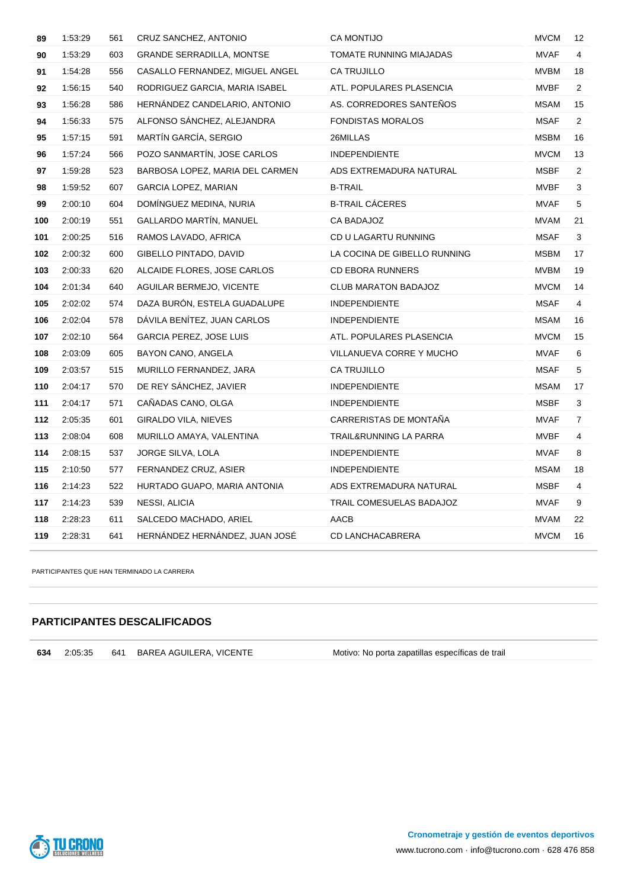| | | | | | | |
|---|---|---|---|---|---|---|
| **89** | 1:53:29 | 561 | CRUZ SANCHEZ, ANTONIO | CA MONTIJO | MVCM | 12 |
| **90** | 1:53:29 | 603 | GRANDE SERRADILLA, MONTSE | TOMATE RUNNING MIAJADAS | MVAF | 4 |
| **91** | 1:54:28 | 556 | CASALLO FERNANDEZ, MIGUEL ANGEL | CA TRUJILLO | MVBM | 18 |
| **92** | 1:56:15 | 540 | RODRIGUEZ GARCIA, MARIA ISABEL | ATL. POPULARES PLASENCIA | MVBF | 2 |
| **93** | 1:56:28 | 586 | HERNÁNDEZ CANDELARIO, ANTONIO | AS. CORREDORES SANTEÑOS | MSAM | 15 |
| **94** | 1:56:33 | 575 | ALFONSO SÁNCHEZ, ALEJANDRA | FONDISTAS MORALOS | MSAF | 2 |
| **95** | 1:57:15 | 591 | MARTÍN GARCÍA, SERGIO | 26MILLAS | MSBM | 16 |
| **96** | 1:57:24 | 566 | POZO SANMARTÍN, JOSE CARLOS | INDEPENDIENTE | MVCM | 13 |
| **97** | 1:59:28 | 523 | BARBOSA LOPEZ, MARIA DEL CARMEN | ADS EXTREMADURA NATURAL | MSBF | 2 |
| **98** | 1:59:52 | 607 | GARCIA LOPEZ, MARIAN | B-TRAIL | MVBF | 3 |
| **99** | 2:00:10 | 604 | DOMÍNGUEZ MEDINA, NURIA | B-TRAIL CÁCERES | MVAF | 5 |
| **100** | 2:00:19 | 551 | GALLARDO MARTÍN, MANUEL | CA BADAJOZ | MVAM | 21 |
| **101** | 2:00:25 | 516 | RAMOS LAVADO, AFRICA | CD U LAGARTU RUNNING | MSAF | 3 |
| **102** | 2:00:32 | 600 | GIBELLO PINTADO, DAVID | LA COCINA DE GIBELLO RUNNING | MSBM | 17 |
| **103** | 2:00:33 | 620 | ALCAIDE FLORES, JOSE CARLOS | CD EBORA RUNNERS | MVBM | 19 |
| **104** | 2:01:34 | 640 | AGUILAR BERMEJO, VICENTE | CLUB MARATON BADAJOZ | MVCM | 14 |
| **105** | 2:02:02 | 574 | DAZA BURÓN, ESTELA GUADALUPE | INDEPENDIENTE | MSAF | 4 |
| **106** | 2:02:04 | 578 | DÁVILA BENÍTEZ, JUAN CARLOS | INDEPENDIENTE | MSAM | 16 |
| **107** | 2:02:10 | 564 | GARCIA PEREZ, JOSE LUIS | ATL. POPULARES PLASENCIA | MVCM | 15 |
| **108** | 2:03:09 | 605 | BAYON CANO, ANGELA | VILLANUEVA CORRE Y MUCHO | MVAF | 6 |
| **109** | 2:03:57 | 515 | MURILLO FERNANDEZ, JARA | CA TRUJILLO | MSAF | 5 |
| **110** | 2:04:17 | 570 | DE REY SÁNCHEZ, JAVIER | INDEPENDIENTE | MSAM | 17 |
| **111** | 2:04:17 | 571 | CAÑADAS CANO, OLGA | INDEPENDIENTE | MSBF | 3 |
| **112** | 2:05:35 | 601 | GIRALDO VILA, NIEVES | CARRERISTAS DE MONTAÑA | MVAF | 7 |
| **113** | 2:08:04 | 608 | MURILLO AMAYA, VALENTINA | TRAIL&RUNNING LA PARRA | MVBF | 4 |
| **114** | 2:08:15 | 537 | JORGE SILVA, LOLA | INDEPENDIENTE | MVAF | 8 |
| **115** | 2:10:50 | 577 | FERNANDEZ CRUZ, ASIER | INDEPENDIENTE | MSAM | 18 |
| **116** | 2:14:23 | 522 | HURTADO GUAPO, MARIA ANTONIA | ADS EXTREMADURA NATURAL | MSBF | 4 |
| **117** | 2:14:23 | 539 | NESSI, ALICIA | TRAIL COMESUELAS BADAJOZ | MVAF | 9 |
| **118** | 2:28:23 | 611 | SALCEDO MACHADO, ARIEL | AACB | MVAM | 22 |
| **119** | 2:28:31 | 641 | HERNÁNDEZ HERNÁNDEZ, JUAN JOSÉ | CD LANCHACABRERA | MVCM | 16 |

PARTICIPANTES QUE HAN TERMINADO LA CARRERA

## PARTICIPANTES DESCALIFICADOS

| | | | | |
|---|---|---|---|---|
| **634** | 2:05:35 | 641 | BAREA AGUILERA, VICENTE | Motivo: No porta zapatillas específicas de trail |

**Cronometraje y gestión de eventos deportivos**

www.tucrono.com · info@tucrono.com · 628 476 858